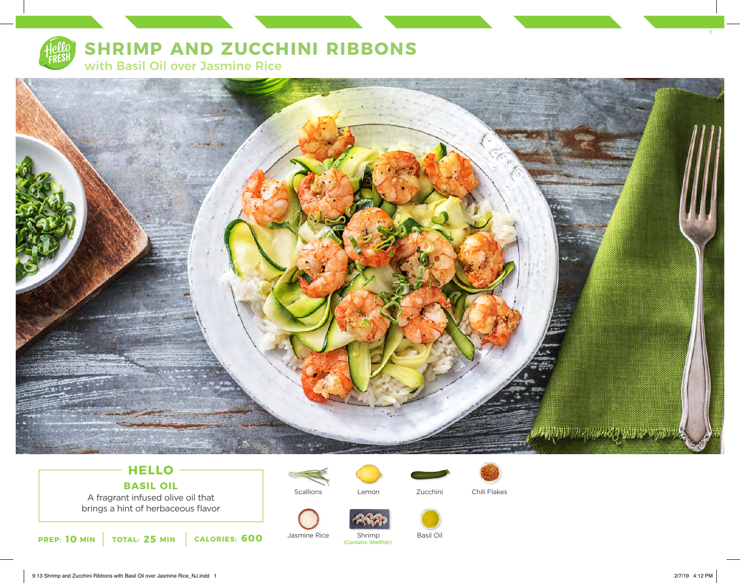# SHRIMP AND ZUCCHINI RIBBONS

## with Basil Oil over Jasmine Rice

### HELLO

**BASIL OIL**

A fragrant infused olive oil that brings a hint of herbaceous flavor

**PREP: 10 MIN** | **TOTAL: 25 MIN** | **CALORIES: 600**

- Scallions
- Lemon
- Zucchini
- Chili Flakes
- Jasmine Rice
- Shrimp (Contains: Shellfish)
- Basil Oil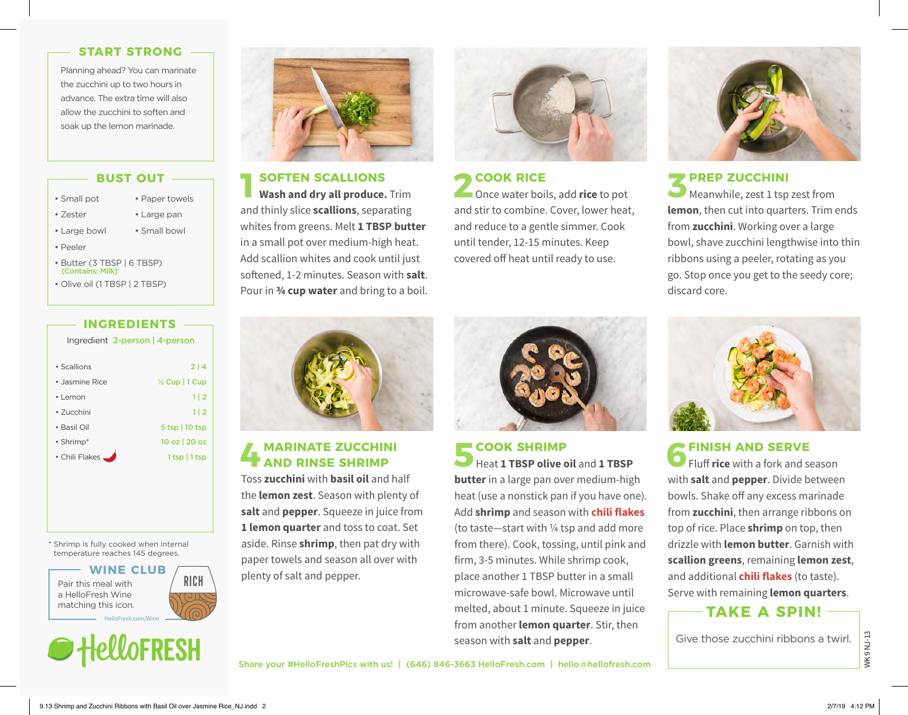## START STRONG

Planning ahead? You can marinate the zucchini up to two hours in advance. The extra time will also allow the zucchini to soften and soak up the lemon marinade.

## BUST OUT

- Small pot
- Zester
- Large bowl
- Peeler
- Paper towels
- Large pan
- Small bowl
- Butter (3 TBSP | 6 TBSP) (Contains: Milk)
- Olive oil (1 TBSP | 2 TBSP)

## INGREDIENTS

| Ingredient | 2-person \| 4-person |
|---|---|
| Scallions | 2 \| 4 |
| Jasmine Rice | ½ Cup \| 1 Cup |
| Lemon | 1 \| 2 |
| Zucchini | 1 \| 2 |
| Basil Oil | 5 tsp \| 10 tsp |
| Shrimp* | 10 oz \| 20 oz |
| Chili Flakes | 1 tsp \| 1 tsp |

\* Shrimp is fully cooked when internal temperature reaches 145 degrees.

## WINE CLUB

Pair this meal with a HelloFresh Wine matching this icon.

RICH

HelloFresh.com/Wine

HelloFRESH

## 1 SOFTEN SCALLIONS

**Wash and dry all produce.** Trim and thinly slice **scallions**, separating whites from greens. Melt **1 TBSP butter** in a small pot over medium-high heat. Add scallion whites and cook until just softened, 1-2 minutes. Season with **salt**. Pour in **¾ cup water** and bring to a boil.

## 2 COOK RICE

Once water boils, add **rice** to pot and stir to combine. Cover, lower heat, and reduce to a gentle simmer. Cook until tender, 12-15 minutes. Keep covered off heat until ready to use.

## 3 PREP ZUCCHINI

Meanwhile, zest 1 tsp zest from **lemon**, then cut into quarters. Trim ends from **zucchini**. Working over a large bowl, shave zucchini lengthwise into thin ribbons using a peeler, rotating as you go. Stop once you get to the seedy core; discard core.

## 4 MARINATE ZUCCHINI AND RINSE SHRIMP

Toss **zucchini** with **basil oil** and half the **lemon zest**. Season with plenty of **salt** and **pepper**. Squeeze in juice from **1 lemon quarter** and toss to coat. Set aside. Rinse **shrimp**, then pat dry with paper towels and season all over with plenty of salt and pepper.

## 5 COOK SHRIMP

Heat **1 TBSP olive oil** and **1 TBSP butter** in a large pan over medium-high heat (use a nonstick pan if you have one). Add **shrimp** and season with **chili flakes** (to taste—start with ¼ tsp and add more from there). Cook, tossing, until pink and firm, 3-5 minutes. While shrimp cook, place another 1 TBSP butter in a small microwave-safe bowl. Microwave until melted, about 1 minute. Squeeze in juice from another **lemon quarter**. Stir, then season with **salt** and **pepper**.

## 6 FINISH AND SERVE

Fluff **rice** with a fork and season with **salt** and **pepper**. Divide between bowls. Shake off any excess marinade from **zucchini**, then arrange ribbons on top of rice. Place **shrimp** on top, then drizzle with **lemon butter**. Garnish with **scallion greens**, remaining **lemon zest**, and additional **chili flakes** (to taste). Serve with remaining **lemon quarters**.

## TAKE A SPIN!

Give those zucchini ribbons a twirl.

Share your #HelloFreshPics with us! | (646) 846-3663 HelloFresh.com | hello@hellofresh.com

WK 9 NJ-13